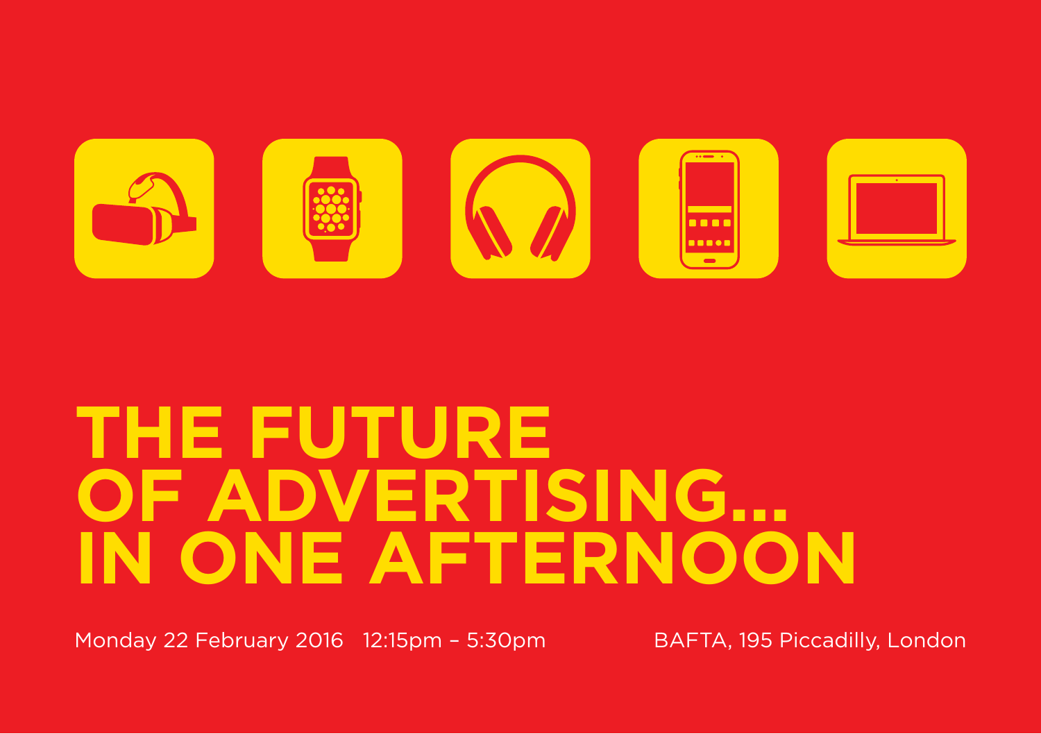# THE FUTURE OF ADVERTISING... IN ONE AFTERNOON

Monday 22 February 2016 12:15pm – 5:30pm

BAFTA, 195 Piccadilly, London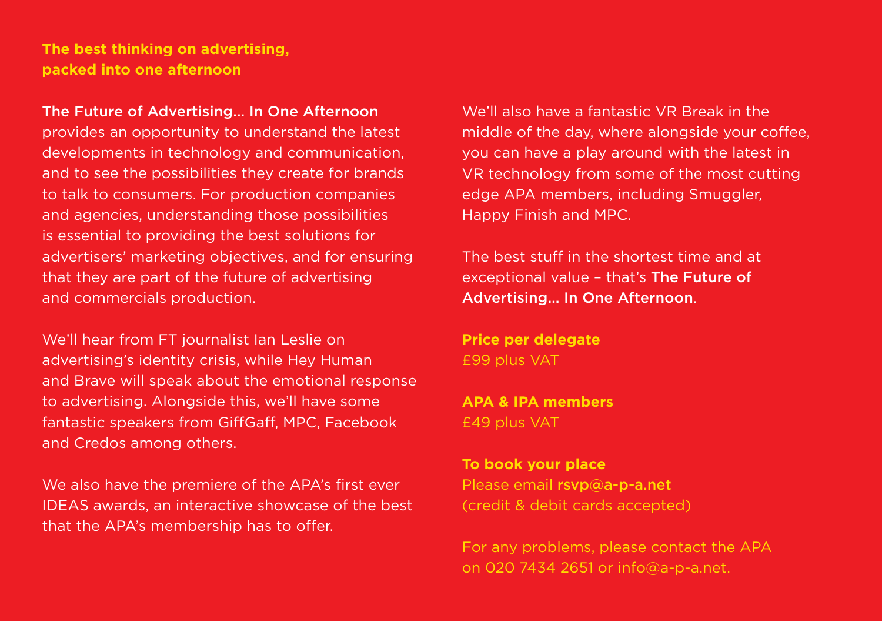**The best thinking on advertising, packed into one afternoon**

**The Future of Advertising… In One Afternoon** provides an opportunity to understand the latest developments in technology and communication, and to see the possibilities they create for brands to talk to consumers. For production companies and agencies, understanding those possibilities is essential to providing the best solutions for advertisers' marketing objectives, and for ensuring that they are part of the future of advertising and commercials production.

We'll hear from FT journalist Ian Leslie on advertising's identity crisis, while Hey Human and Brave will speak about the emotional response to advertising. Alongside this, we'll have some fantastic speakers from GiffGaff, MPC, Facebook and Credos among others.

We also have the premiere of the APA's first ever IDEAS awards, an interactive showcase of the best that the APA's membership has to offer.

We'll also have a fantastic VR Break in the middle of the day, where alongside your coffee, you can have a play around with the latest in VR technology from some of the most cutting edge APA members, including Smuggler, Happy Finish and MPC.

The best stuff in the shortest time and at exceptional value – that's **The Future of Advertising… In One Afternoon**.

**Price per delegate**
£99 plus VAT

**APA & IPA members**
£49 plus VAT

**To book your place**
Please email **rsvp@a-p-a.net**
(credit & debit cards accepted)

For any problems, please contact the APA on 020 7434 2651 or info@a-p-a.net.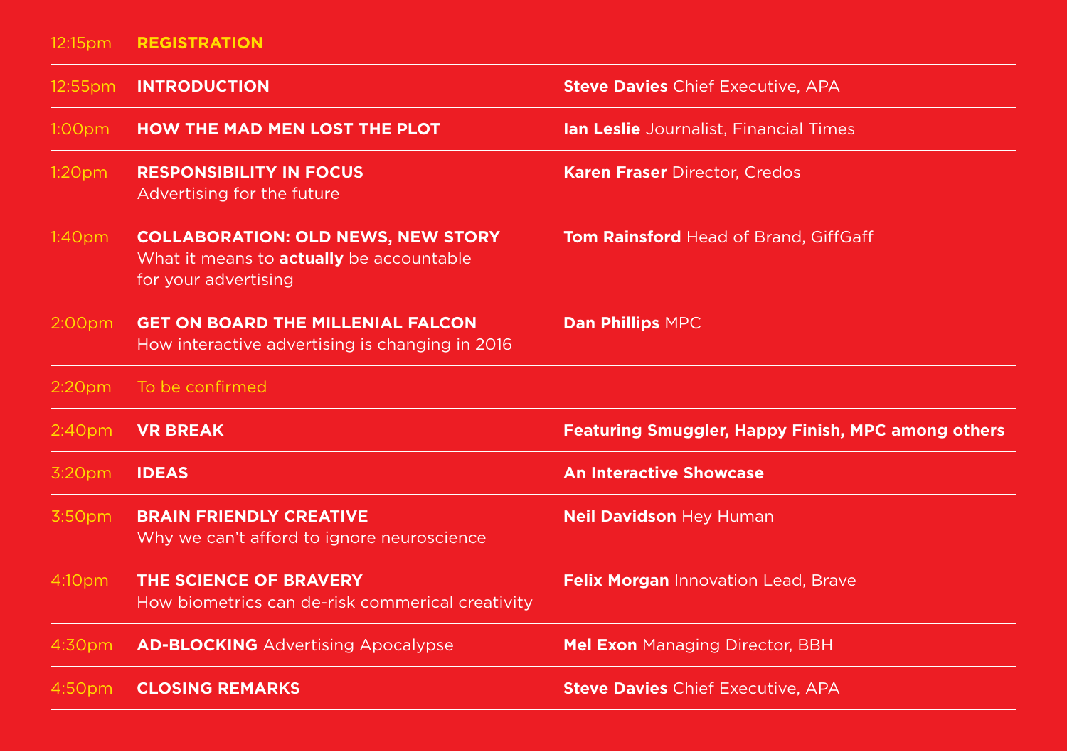| Time | Session | Speaker |
|---|---|---|
| 12:15pm | **REGISTRATION** | |
| 12:55pm | **INTRODUCTION** | **Steve Davies** Chief Executive, APA |
| 1:00pm | **HOW THE MAD MEN LOST THE PLOT** | **Ian Leslie** Journalist, Financial Times |
| 1:20pm | **RESPONSIBILITY IN FOCUS** Advertising for the future | **Karen Fraser** Director, Credos |
| 1:40pm | **COLLABORATION: OLD NEWS, NEW STORY** What it means to **actually** be accountable for your advertising | **Tom Rainsford** Head of Brand, GiffGaff |
| 2:00pm | **GET ON BOARD THE MILLENIAL FALCON** How interactive advertising is changing in 2016 | **Dan Phillips** MPC |
| 2:20pm | To be confirmed | |
| 2:40pm | **VR BREAK** | **Featuring Smuggler, Happy Finish, MPC among others** |
| 3:20pm | **IDEAS** | **An Interactive Showcase** |
| 3:50pm | **BRAIN FRIENDLY CREATIVE** Why we can't afford to ignore neuroscience | **Neil Davidson** Hey Human |
| 4:10pm | **THE SCIENCE OF BRAVERY** How biometrics can de-risk commerical creativity | **Felix Morgan** Innovation Lead, Brave |
| 4:30pm | **AD-BLOCKING** Advertising Apocalypse | **Mel Exon** Managing Director, BBH |
| 4:50pm | **CLOSING REMARKS** | **Steve Davies** Chief Executive, APA |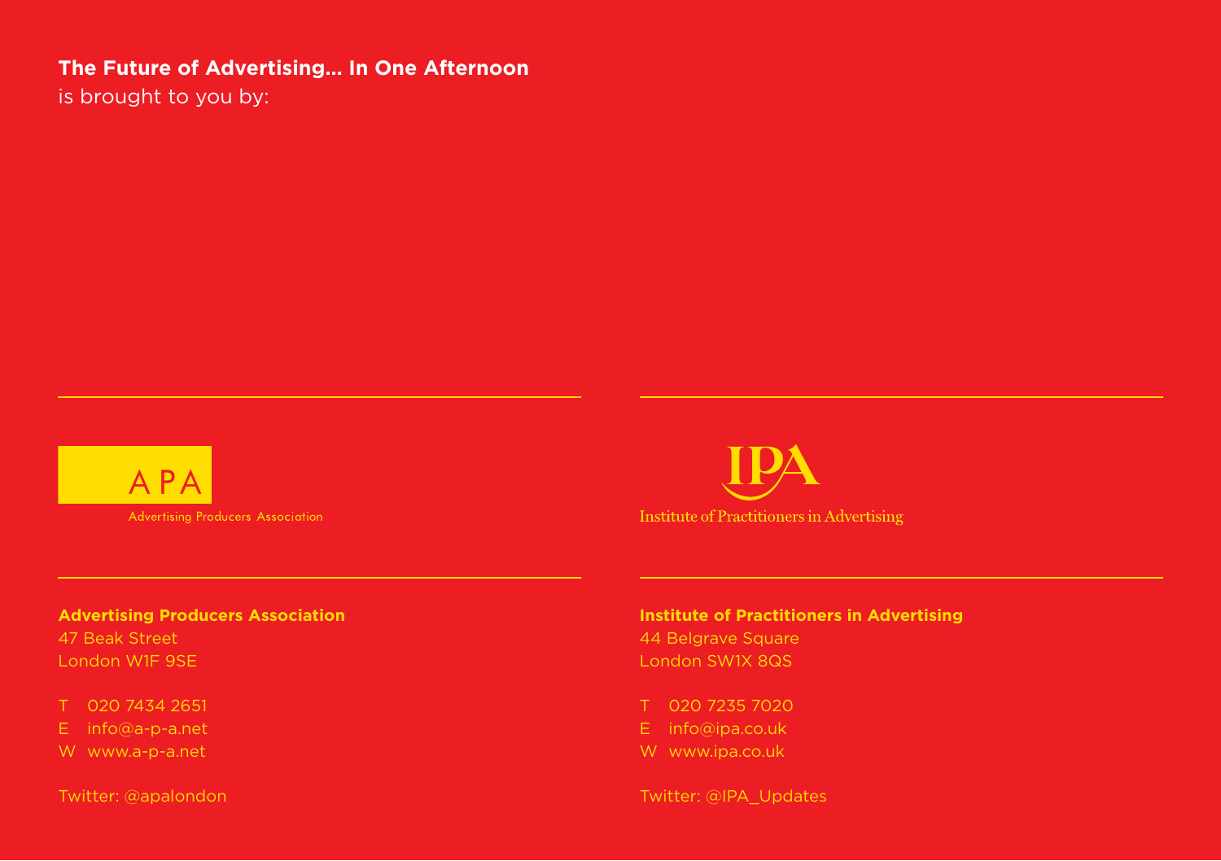**The Future of Advertising... In One Afternoon**
is brought to you by:

APA
Advertising Producers Association

IPA
Institute of Practitioners in Advertising

**Advertising Producers Association**
47 Beak Street
London W1F 9SE

T 020 7434 2651
E info@a-p-a.net
W www.a-p-a.net

Twitter: @apalondon

**Institute of Practitioners in Advertising**
44 Belgrave Square
London SW1X 8QS

T 020 7235 7020
E info@ipa.co.uk
W www.ipa.co.uk

Twitter: @IPA_Updates